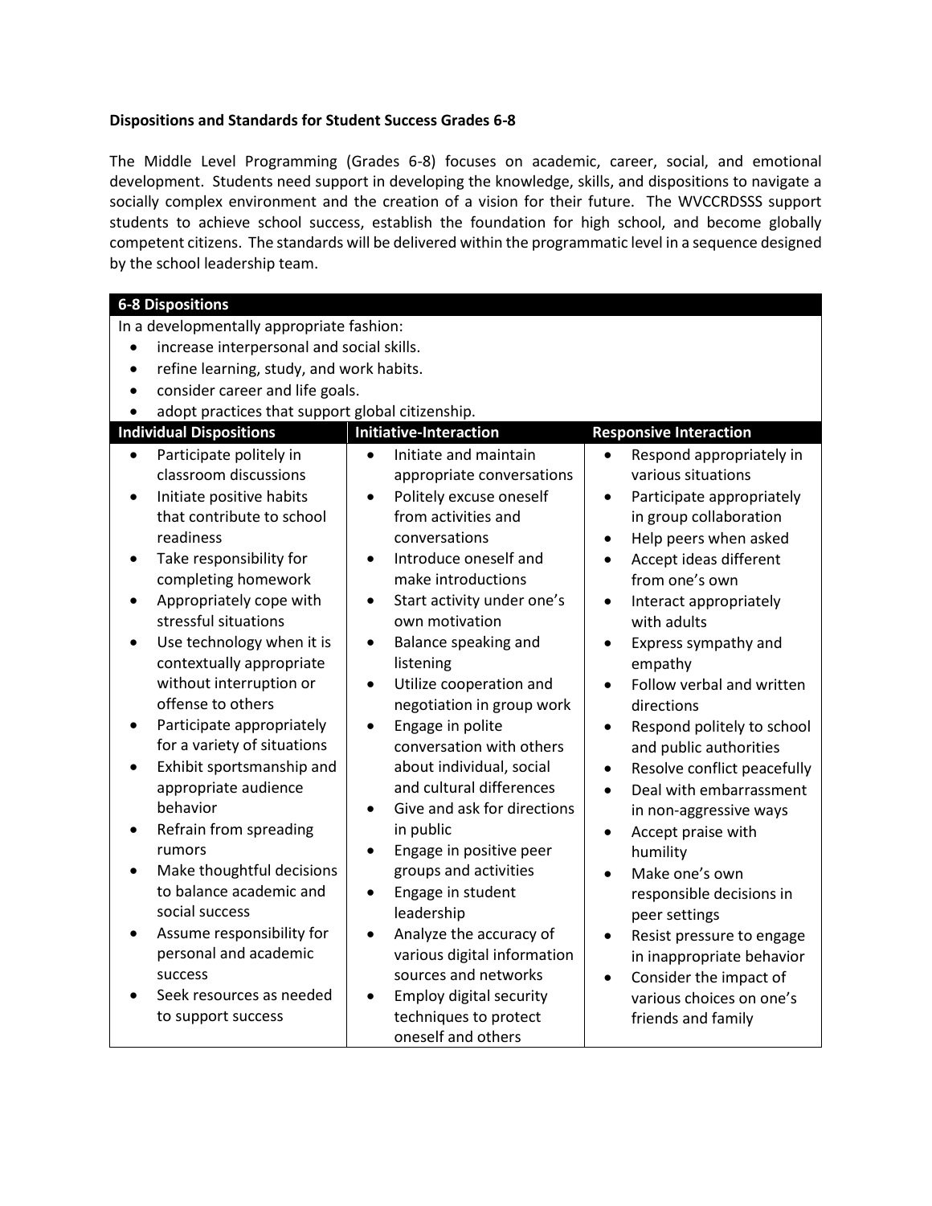**Dispositions and Standards for Student Success Grades 6-8**

The Middle Level Programming (Grades 6-8) focuses on academic, career, social, and emotional development. Students need support in developing the knowledge, skills, and dispositions to navigate a socially complex environment and the creation of a vision for their future. The WVCCRDSSS support students to achieve school success, establish the foundation for high school, and become globally competent citizens. The standards will be delivered within the programmatic level in a sequence designed by the school leadership team.

**6-8 Dispositions**

In a developmentally appropriate fashion:

- increase interpersonal and social skills.
- refine learning, study, and work habits.
- consider career and life goals.
- adopt practices that support global citizenship.

| Individual Dispositions | Initiative-Interaction | Responsive Interaction |
| --- | --- | --- |
| • Participate politely in classroom discussions<br>• Initiate positive habits that contribute to school readiness<br>• Take responsibility for completing homework<br>• Appropriately cope with stressful situations<br>• Use technology when it is contextually appropriate without interruption or offense to others<br>• Participate appropriately for a variety of situations<br>• Exhibit sportsmanship and appropriate audience behavior<br>• Refrain from spreading rumors<br>• Make thoughtful decisions to balance academic and social success<br>• Assume responsibility for personal and academic success<br>• Seek resources as needed to support success | • Initiate and maintain appropriate conversations<br>• Politely excuse oneself from activities and conversations<br>• Introduce oneself and make introductions<br>• Start activity under one's own motivation<br>• Balance speaking and listening<br>• Utilize cooperation and negotiation in group work<br>• Engage in polite conversation with others about individual, social and cultural differences<br>• Give and ask for directions in public<br>• Engage in positive peer groups and activities<br>• Engage in student leadership<br>• Analyze the accuracy of various digital information sources and networks<br>• Employ digital security techniques to protect oneself and others | • Respond appropriately in various situations<br>• Participate appropriately in group collaboration<br>• Help peers when asked<br>• Accept ideas different from one's own<br>• Interact appropriately with adults<br>• Express sympathy and empathy<br>• Follow verbal and written directions<br>• Respond politely to school and public authorities<br>• Resolve conflict peacefully<br>• Deal with embarrassment in non-aggressive ways<br>• Accept praise with humility<br>• Make one's own responsible decisions in peer settings<br>• Resist pressure to engage in inappropriate behavior<br>• Consider the impact of various choices on one's friends and family |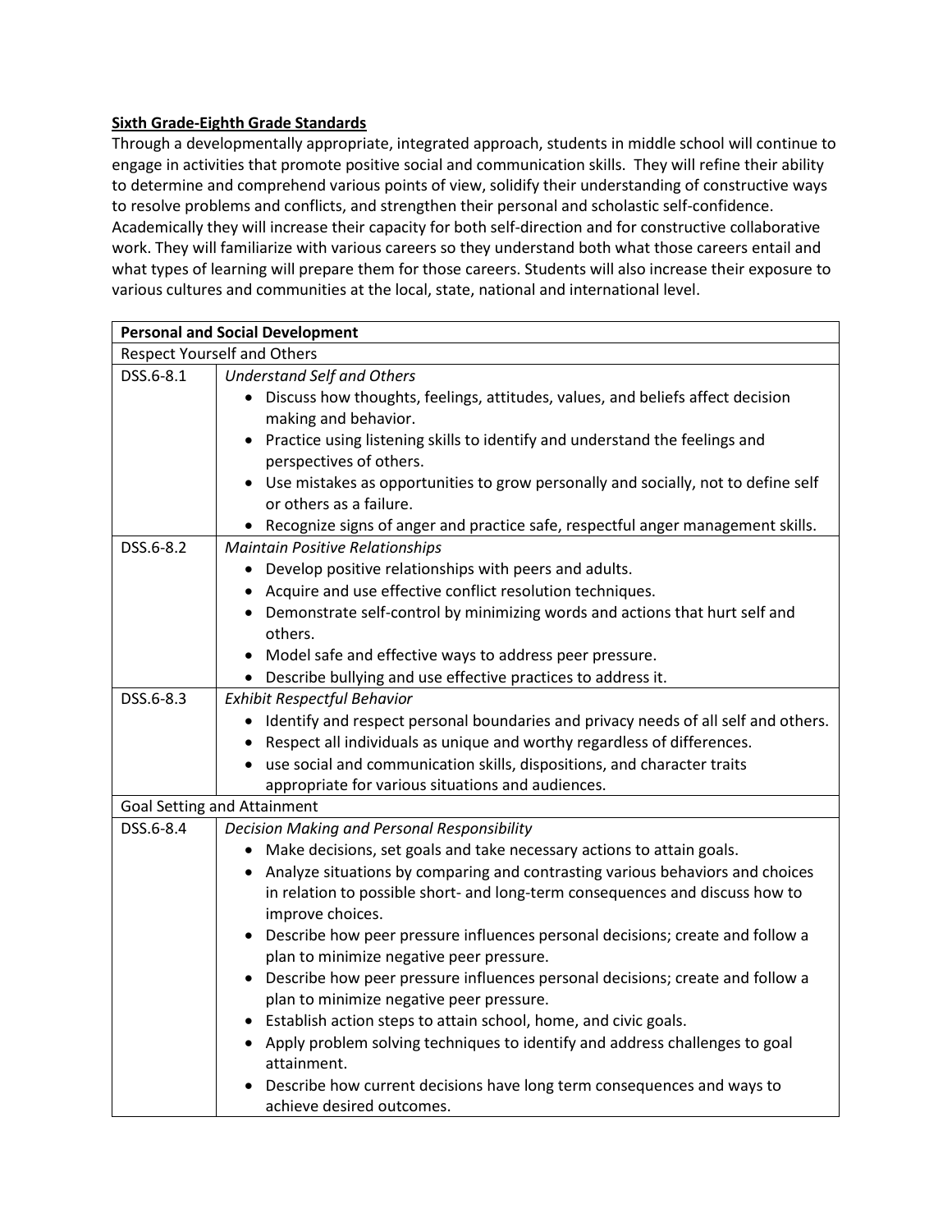**Sixth Grade-Eighth Grade Standards**

Through a developmentally appropriate, integrated approach, students in middle school will continue to engage in activities that promote positive social and communication skills. They will refine their ability to determine and comprehend various points of view, solidify their understanding of constructive ways to resolve problems and conflicts, and strengthen their personal and scholastic self-confidence. Academically they will increase their capacity for both self-direction and for constructive collaborative work. They will familiarize with various careers so they understand both what those careers entail and what types of learning will prepare them for those careers. Students will also increase their exposure to various cultures and communities at the local, state, national and international level.

| **Personal and Social Development** | |
|---|---|
| Respect Yourself and Others | |
| DSS.6-8.1 | *Understand Self and Others*<br>• Discuss how thoughts, feelings, attitudes, values, and beliefs affect decision making and behavior.<br>• Practice using listening skills to identify and understand the feelings and perspectives of others.<br>• Use mistakes as opportunities to grow personally and socially, not to define self or others as a failure.<br>• Recognize signs of anger and practice safe, respectful anger management skills. |
| DSS.6-8.2 | *Maintain Positive Relationships*<br>• Develop positive relationships with peers and adults.<br>• Acquire and use effective conflict resolution techniques.<br>• Demonstrate self-control by minimizing words and actions that hurt self and others.<br>• Model safe and effective ways to address peer pressure.<br>• Describe bullying and use effective practices to address it. |
| DSS.6-8.3 | *Exhibit Respectful Behavior*<br>• Identify and respect personal boundaries and privacy needs of all self and others.<br>• Respect all individuals as unique and worthy regardless of differences.<br>• use social and communication skills, dispositions, and character traits appropriate for various situations and audiences. |
| Goal Setting and Attainment | |
| DSS.6-8.4 | *Decision Making and Personal Responsibility*<br>• Make decisions, set goals and take necessary actions to attain goals.<br>• Analyze situations by comparing and contrasting various behaviors and choices in relation to possible short- and long-term consequences and discuss how to improve choices.<br>• Describe how peer pressure influences personal decisions; create and follow a plan to minimize negative peer pressure.<br>• Describe how peer pressure influences personal decisions; create and follow a plan to minimize negative peer pressure.<br>• Establish action steps to attain school, home, and civic goals.<br>• Apply problem solving techniques to identify and address challenges to goal attainment.<br>• Describe how current decisions have long term consequences and ways to achieve desired outcomes. |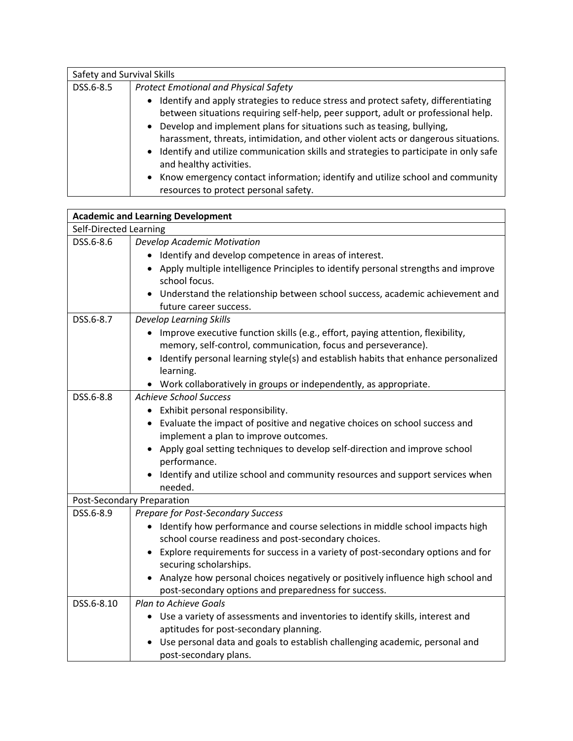| Safety and Survival Skills | |
|---|---|
| DSS.6-8.5 | *Protect Emotional and Physical Safety*<br>• Identify and apply strategies to reduce stress and protect safety, differentiating between situations requiring self-help, peer support, adult or professional help.<br>• Develop and implement plans for situations such as teasing, bullying, harassment, threats, intimidation, and other violent acts or dangerous situations.<br>• Identify and utilize communication skills and strategies to participate in only safe and healthy activities.<br>• Know emergency contact information; identify and utilize school and community resources to protect personal safety. |

| **Academic and Learning Development** | |
|---|---|
| Self-Directed Learning | |
| DSS.6-8.6 | *Develop Academic Motivation*<br>• Identify and develop competence in areas of interest.<br>• Apply multiple intelligence Principles to identify personal strengths and improve school focus.<br>• Understand the relationship between school success, academic achievement and future career success. |
| DSS.6-8.7 | *Develop Learning Skills*<br>• Improve executive function skills (e.g., effort, paying attention, flexibility, memory, self-control, communication, focus and perseverance).<br>• Identify personal learning style(s) and establish habits that enhance personalized learning.<br>• Work collaboratively in groups or independently, as appropriate. |
| DSS.6-8.8 | *Achieve School Success*<br>• Exhibit personal responsibility.<br>• Evaluate the impact of positive and negative choices on school success and implement a plan to improve outcomes.<br>• Apply goal setting techniques to develop self-direction and improve school performance.<br>• Identify and utilize school and community resources and support services when needed. |
| Post-Secondary Preparation | |
| DSS.6-8.9 | *Prepare for Post-Secondary Success*<br>• Identify how performance and course selections in middle school impacts high school course readiness and post-secondary choices.<br>• Explore requirements for success in a variety of post-secondary options and for securing scholarships.<br>• Analyze how personal choices negatively or positively influence high school and post-secondary options and preparedness for success. |
| DSS.6-8.10 | *Plan to Achieve Goals*<br>• Use a variety of assessments and inventories to identify skills, interest and aptitudes for post-secondary planning.<br>• Use personal data and goals to establish challenging academic, personal and post-secondary plans. |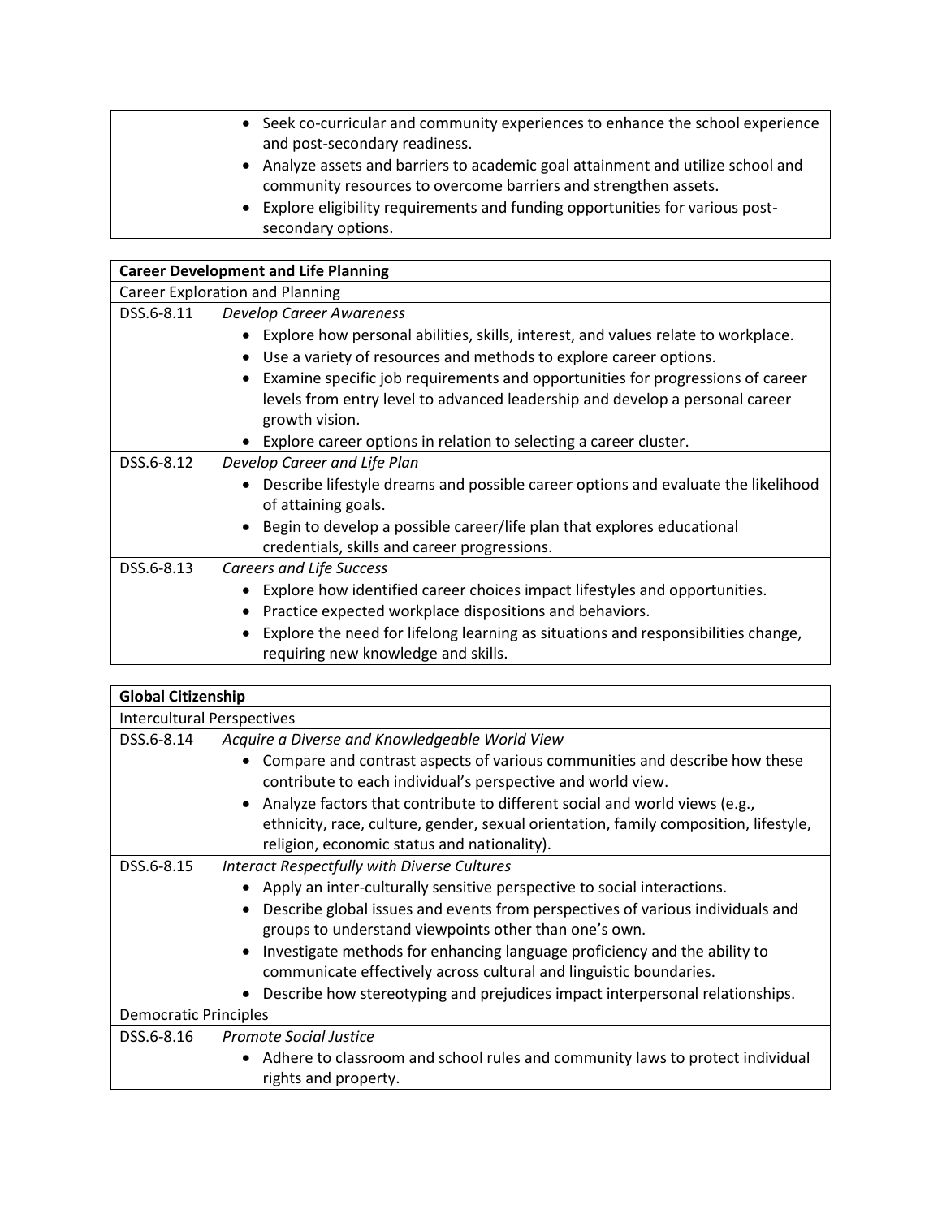| | |
|---|---|
| | • Seek co-curricular and community experiences to enhance the school experience and post-secondary readiness.<br>• Analyze assets and barriers to academic goal attainment and utilize school and community resources to overcome barriers and strengthen assets.<br>• Explore eligibility requirements and funding opportunities for various post-secondary options. |

| **Career Development and Life Planning** | |
|---|---|
| Career Exploration and Planning | |
| DSS.6-8.11 | *Develop Career Awareness*<br>• Explore how personal abilities, skills, interest, and values relate to workplace.<br>• Use a variety of resources and methods to explore career options.<br>• Examine specific job requirements and opportunities for progressions of career levels from entry level to advanced leadership and develop a personal career growth vision.<br>• Explore career options in relation to selecting a career cluster. |
| DSS.6-8.12 | *Develop Career and Life Plan*<br>• Describe lifestyle dreams and possible career options and evaluate the likelihood of attaining goals.<br>• Begin to develop a possible career/life plan that explores educational credentials, skills and career progressions. |
| DSS.6-8.13 | *Careers and Life Success*<br>• Explore how identified career choices impact lifestyles and opportunities.<br>• Practice expected workplace dispositions and behaviors.<br>• Explore the need for lifelong learning as situations and responsibilities change, requiring new knowledge and skills. |

| **Global Citizenship** | |
|---|---|
| Intercultural Perspectives | |
| DSS.6-8.14 | *Acquire a Diverse and Knowledgeable World View*<br>• Compare and contrast aspects of various communities and describe how these contribute to each individual's perspective and world view.<br>• Analyze factors that contribute to different social and world views (e.g., ethnicity, race, culture, gender, sexual orientation, family composition, lifestyle, religion, economic status and nationality). |
| DSS.6-8.15 | *Interact Respectfully with Diverse Cultures*<br>• Apply an inter-culturally sensitive perspective to social interactions.<br>• Describe global issues and events from perspectives of various individuals and groups to understand viewpoints other than one's own.<br>• Investigate methods for enhancing language proficiency and the ability to communicate effectively across cultural and linguistic boundaries.<br>• Describe how stereotyping and prejudices impact interpersonal relationships. |
| Democratic Principles | |
| DSS.6-8.16 | *Promote Social Justice*<br>• Adhere to classroom and school rules and community laws to protect individual rights and property. |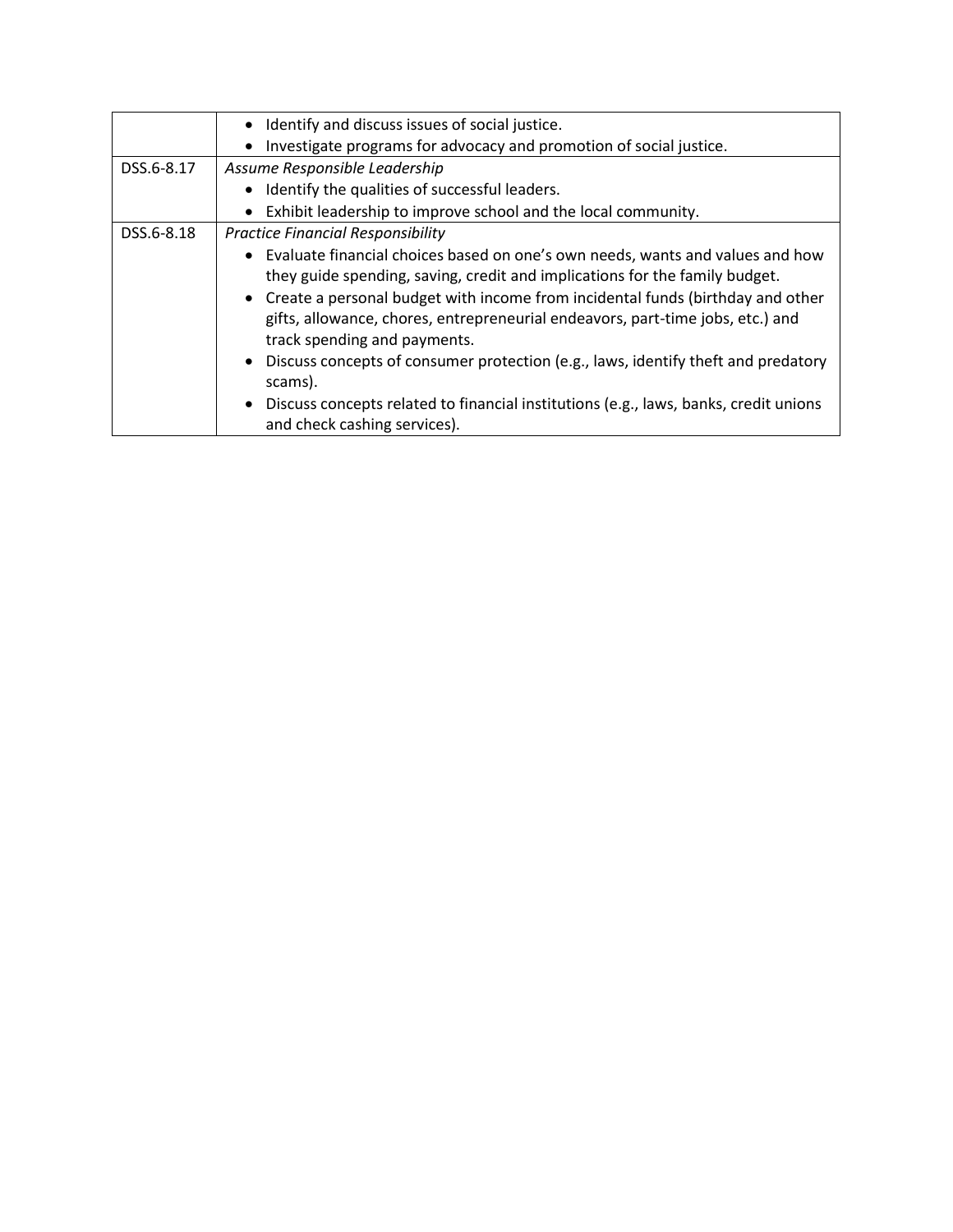| | |
|---|---|
| | • Identify and discuss issues of social justice.<br>• Investigate programs for advocacy and promotion of social justice. |
| DSS.6-8.17 | *Assume Responsible Leadership*<br>• Identify the qualities of successful leaders.<br>• Exhibit leadership to improve school and the local community. |
| DSS.6-8.18 | *Practice Financial Responsibility*<br>• Evaluate financial choices based on one's own needs, wants and values and how they guide spending, saving, credit and implications for the family budget.<br>• Create a personal budget with income from incidental funds (birthday and other gifts, allowance, chores, entrepreneurial endeavors, part-time jobs, etc.) and track spending and payments.<br>• Discuss concepts of consumer protection (e.g., laws, identify theft and predatory scams).<br>• Discuss concepts related to financial institutions (e.g., laws, banks, credit unions and check cashing services). |